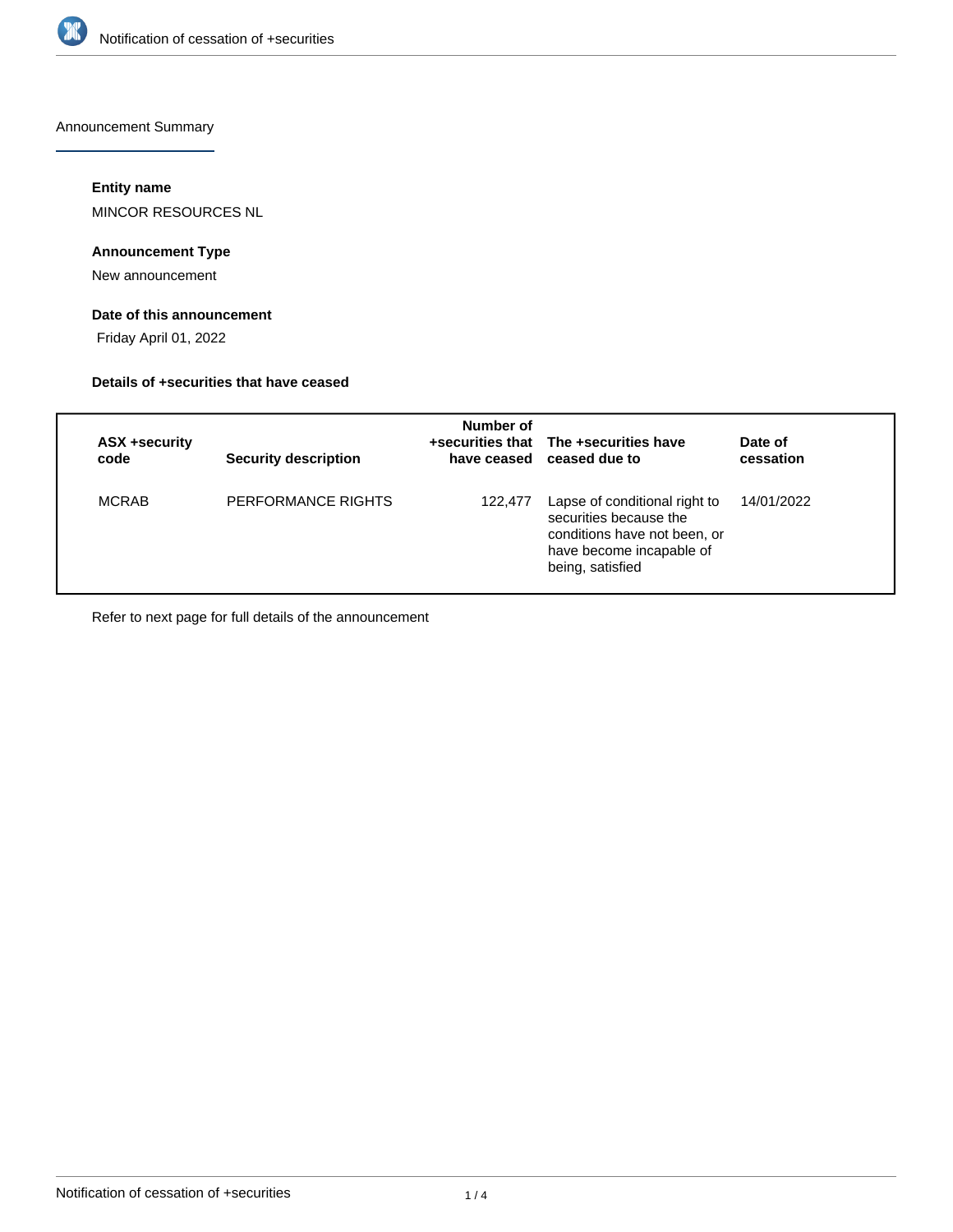# Notification of cessation of +securities

## Announcement Summary

### Entity name

MINCOR RESOURCES NL

### Announcement Type

New announcement

### Date of this announcement

Friday April 01, 2022

### Details of +securities that have ceased

| ASX +security code | Security description | Number of +securities that have ceased | The +securities have ceased due to | Date of cessation |
|---|---|---|---|---|
| MCRAB | PERFORMANCE RIGHTS | 122,477 | Lapse of conditional right to securities because the conditions have not been, or have become incapable of being, satisfied | 14/01/2022 |

Refer to next page for full details of the announcement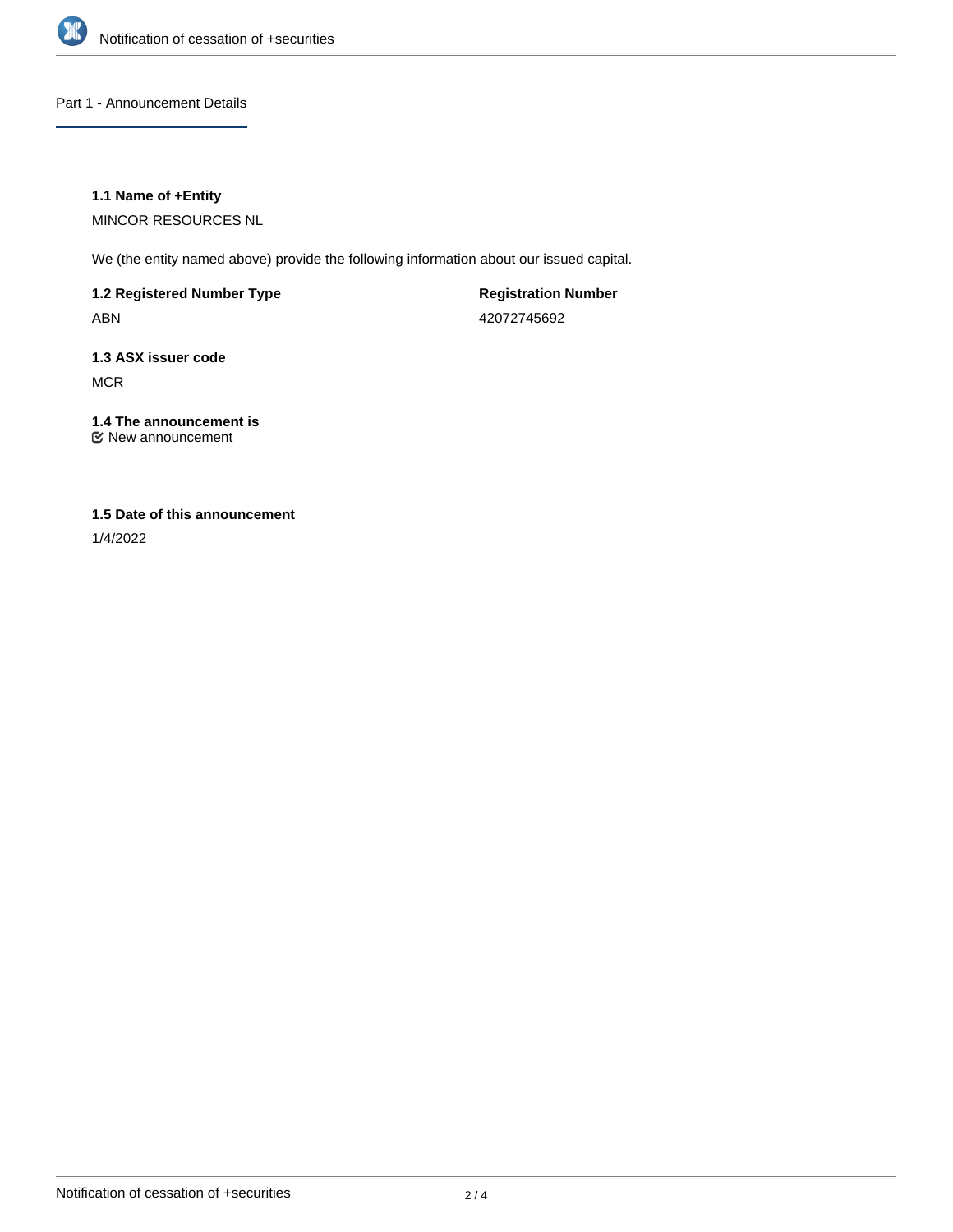## Part 1 - Announcement Details

### 1.1 Name of +Entity

MINCOR RESOURCES NL

We (the entity named above) provide the following information about our issued capital.

**1.2 Registered Number Type**

ABN

**Registration Number**

42072745692

### 1.3 ASX issuer code

MCR

### 1.4 The announcement is

☑ New announcement

### 1.5 Date of this announcement

1/4/2022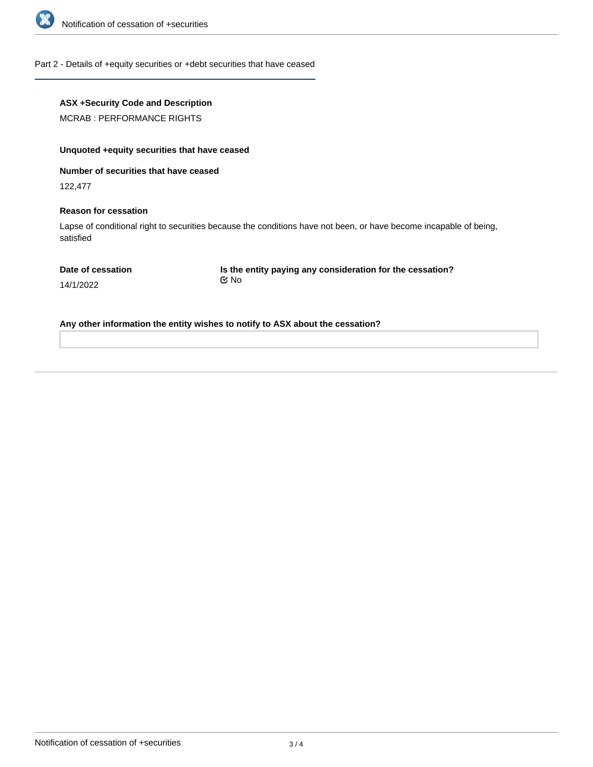## Part 2 - Details of +equity securities or +debt securities that have ceased

**ASX +Security Code and Description**

MCRAB : PERFORMANCE RIGHTS

**Unquoted +equity securities that have ceased**

**Number of securities that have ceased**

122,477

**Reason for cessation**

Lapse of conditional right to securities because the conditions have not been, or have become incapable of being, satisfied

**Date of cessation**

14/1/2022

**Is the entity paying any consideration for the cessation?**

No

**Any other information the entity wishes to notify to ASX about the cessation?**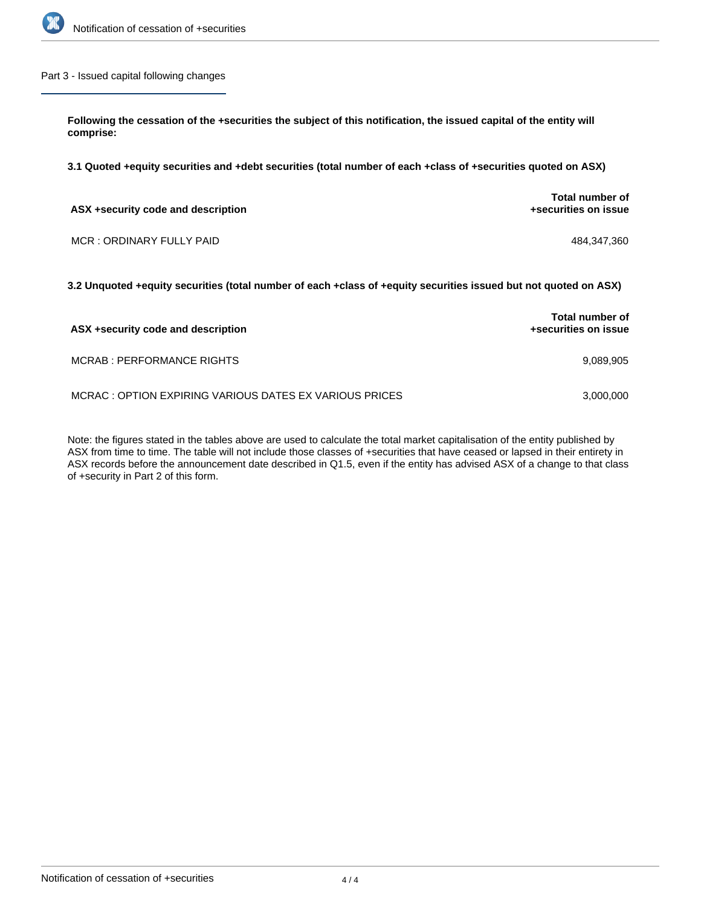## Part 3 - Issued capital following changes

**Following the cessation of the +securities the subject of this notification, the issued capital of the entity will comprise:**

**3.1 Quoted +equity securities and +debt securities (total number of each +class of +securities quoted on ASX)**

| ASX +security code and description | Total number of +securities on issue |
| --- | --- |
| MCR : ORDINARY FULLY PAID | 484,347,360 |

**3.2 Unquoted +equity securities (total number of each +class of +equity securities issued but not quoted on ASX)**

| ASX +security code and description | Total number of +securities on issue |
| --- | --- |
| MCRAB : PERFORMANCE RIGHTS | 9,089,905 |
| MCRAC : OPTION EXPIRING VARIOUS DATES EX VARIOUS PRICES | 3,000,000 |

Note: the figures stated in the tables above are used to calculate the total market capitalisation of the entity published by ASX from time to time. The table will not include those classes of +securities that have ceased or lapsed in their entirety in ASX records before the announcement date described in Q1.5, even if the entity has advised ASX of a change to that class of +security in Part 2 of this form.